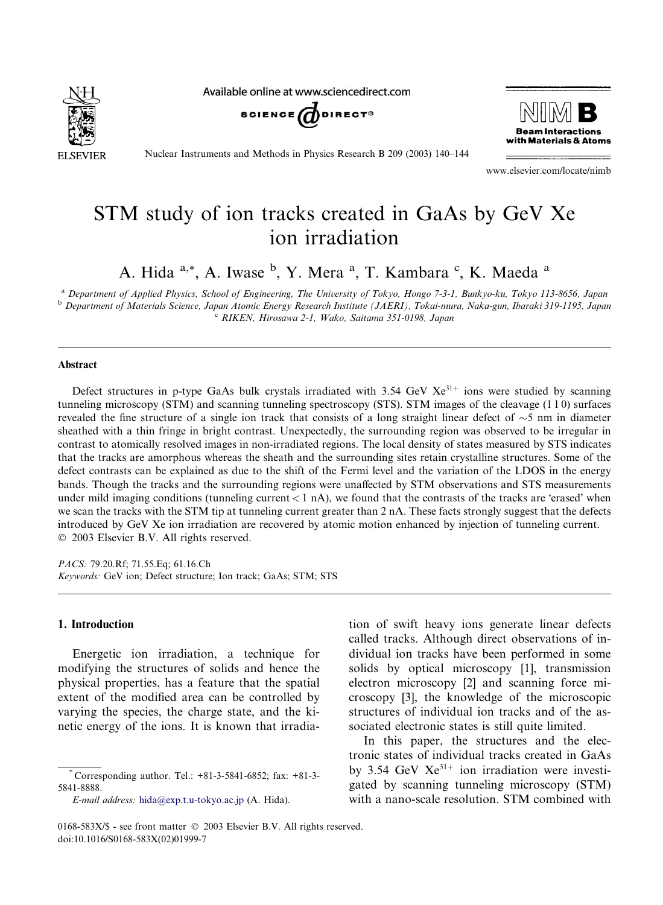Available online at www.sciencedirect.com

# STM study of ion tracks created in GaAs by GeV Xe ion irradiation

A. Hida [a,*], A. Iwase [b], Y. Mera [a], T. Kambara [c], K. Maeda [a]

[a] Department of Applied Physics, School of Engineering, The University of Tokyo, Hongo 7-3-1, Bunkyo-ku, Tokyo 113-8656, Japan
[b] Department of Materials Science, Japan Atomic Energy Research Institute (JAERI), Tokai-mura, Naka-gun, Ibaraki 319-1195, Japan
[c] RIKEN, Hirosawa 2-1, Wako, Saitama 351-0198, Japan

## Abstract

Defect structures in p-type GaAs bulk crystals irradiated with 3.54 GeV $Xe^{31+}$ ions were studied by scanning tunneling microscopy (STM) and scanning tunneling spectroscopy (STS). STM images of the cleavage (1 1 0) surfaces revealed the fine structure of a single ion track that consists of a long straight linear defect of ~5 nm in diameter sheathed with a thin fringe in bright contrast. Unexpectedly, the surrounding region was observed to be irregular in contrast to atomically resolved images in non-irradiated regions. The local density of states measured by STS indicates that the tracks are amorphous whereas the sheath and the surrounding sites retain crystalline structures. Some of the defect contrasts can be explained as due to the shift of the Fermi level and the variation of the LDOS in the energy bands. Though the tracks and the surrounding regions were unaffected by STM observations and STS measurements under mild imaging conditions (tunneling current < 1 nA), we found that the contrasts of the tracks are 'erased' when we scan the tracks with the STM tip at tunneling current greater than 2 nA. These facts strongly suggest that the defects introduced by GeV Xe ion irradiation are recovered by atomic motion enhanced by injection of tunneling current.
© 2003 Elsevier B.V. All rights reserved.

*PACS:* 79.20.Rf; 71.55.Eq; 61.16.Ch
*Keywords:* GeV ion; Defect structure; Ion track; GaAs; STM; STS

## 1. Introduction

Energetic ion irradiation, a technique for modifying the structures of solids and hence the physical properties, has a feature that the spatial extent of the modified area can be controlled by varying the species, the charge state, and the kinetic energy of the ions. It is known that irradiation of swift heavy ions generate linear defects called tracks. Although direct observations of individual ion tracks have been performed in some solids by optical microscopy [1], transmission electron microscopy [2] and scanning force microscopy [3], the knowledge of the microscopic structures of individual ion tracks and of the associated electronic states is still quite limited.

In this paper, the structures and the electronic states of individual tracks created in GaAs by 3.54 GeV $Xe^{31+}$ ion irradiation were investigated by scanning tunneling microscopy (STM) with a nano-scale resolution. STM combined with

* Corresponding author. Tel.: +81-3-5841-6852; fax: +81-3-5841-8888.
*E-mail address:* hida@exp.t.u-tokyo.ac.jp (A. Hida).

0168-583X/$ - see front matter © 2003 Elsevier B.V. All rights reserved.
doi:10.1016/S0168-583X(02)01999-7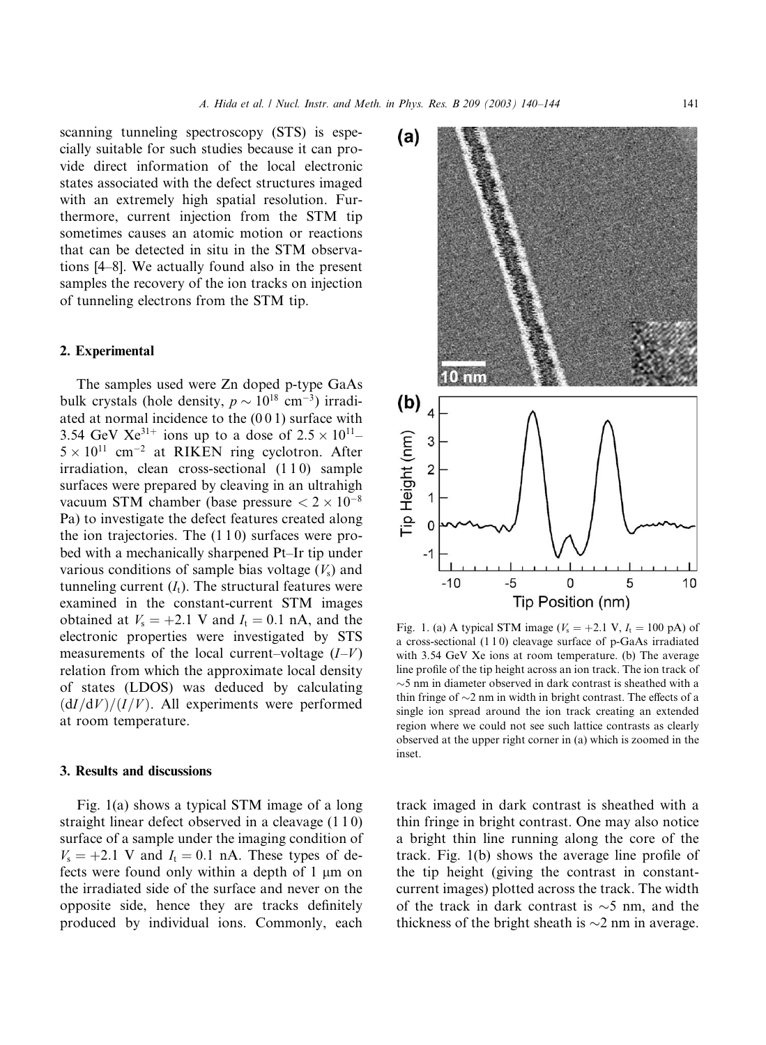scanning tunneling spectroscopy (STS) is especially suitable for such studies because it can provide direct information of the local electronic states associated with the defect structures imaged with an extremely high spatial resolution. Furthermore, current injection from the STM tip sometimes causes an atomic motion or reactions that can be detected in situ in the STM observations [4–8]. We actually found also in the present samples the recovery of the ion tracks on injection of tunneling electrons from the STM tip.

## 2. Experimental

The samples used were Zn doped p-type GaAs bulk crystals (hole density, $p \sim 10^{18}$ $cm^{-3}$) irradiated at normal incidence to the (0 0 1) surface with 3.54 GeV $Xe^{31+}$ ions up to a dose of $2.5 \times 10^{11}$–$5 \times 10^{11}$ $cm^{-2}$ at RIKEN ring cyclotron. After irradiation, clean cross-sectional (1 1 0) sample surfaces were prepared by cleaving in an ultrahigh vacuum STM chamber (base pressure $< 2 \times 10^{-8}$ Pa) to investigate the defect features created along the ion trajectories. The (1 1 0) surfaces were probed with a mechanically sharpened Pt–Ir tip under various conditions of sample bias voltage ($V_s$) and tunneling current ($I_t$). The structural features were examined in the constant-current STM images obtained at $V_s = +2.1$ V and $I_t = 0.1$ nA, and the electronic properties were investigated by STS measurements of the local current–voltage ($I$–$V$) relation from which the approximate local density of states (LDOS) was deduced by calculating $(dI/dV)/(I/V)$. All experiments were performed at room temperature.

## 3. Results and discussions

Fig. 1(a) shows a typical STM image of a long straight linear defect observed in a cleavage (1 1 0) surface of a sample under the imaging condition of $V_s = +2.1$ V and $I_t = 0.1$ nA. These types of defects were found only within a depth of 1 μm on the irradiated side of the surface and never on the opposite side, hence they are tracks definitely produced by individual ions. Commonly, each track imaged in dark contrast is sheathed with a thin fringe in bright contrast. One may also notice a bright thin line running along the core of the track. Fig. 1(b) shows the average line profile of the tip height (giving the contrast in constant-current images) plotted across the track. The width of the track in dark contrast is ~5 nm, and the thickness of the bright sheath is ~2 nm in average.

Fig. 1. (a) A typical STM image ($V_s = +2.1$ V, $I_t = 100$ pA) of a cross-sectional (1 1 0) cleavage surface of p-GaAs irradiated with 3.54 GeV Xe ions at room temperature. (b) The average line profile of the tip height across an ion track. The ion track of ~5 nm in diameter observed in dark contrast is sheathed with a thin fringe of ~2 nm in width in bright contrast. The effects of a single ion spread around the ion track creating an extended region where we could not see such lattice contrasts as clearly observed at the upper right corner in (a) which is zoomed in the inset.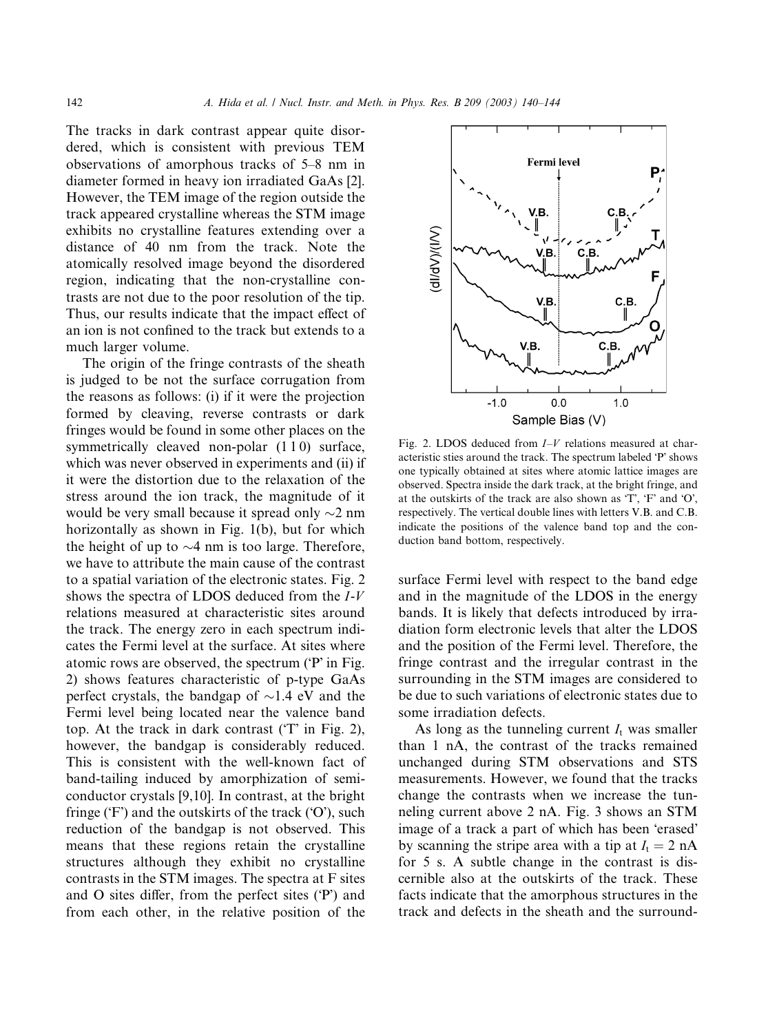The tracks in dark contrast appear quite disordered, which is consistent with previous TEM observations of amorphous tracks of 5–8 nm in diameter formed in heavy ion irradiated GaAs [2]. However, the TEM image of the region outside the track appeared crystalline whereas the STM image exhibits no crystalline features extending over a distance of 40 nm from the track. Note the atomically resolved image beyond the disordered region, indicating that the non-crystalline contrasts are not due to the poor resolution of the tip. Thus, our results indicate that the impact effect of an ion is not confined to the track but extends to a much larger volume.

The origin of the fringe contrasts of the sheath is judged to be not the surface corrugation from the reasons as follows: (i) if it were the projection formed by cleaving, reverse contrasts or dark fringes would be found in some other places on the symmetrically cleaved non-polar (1 1 0) surface, which was never observed in experiments and (ii) if it were the distortion due to the relaxation of the stress around the ion track, the magnitude of it would be very small because it spread only ~2 nm horizontally as shown in Fig. 1(b), but for which the height of up to ~4 nm is too large. Therefore, we have to attribute the main cause of the contrast to a spatial variation of the electronic states. Fig. 2 shows the spectra of LDOS deduced from the *I*-*V* relations measured at characteristic sites around the track. The energy zero in each spectrum indicates the Fermi level at the surface. At sites where atomic rows are observed, the spectrum ('P' in Fig. 2) shows features characteristic of p-type GaAs perfect crystals, the bandgap of ~1.4 eV and the Fermi level being located near the valence band top. At the track in dark contrast ('T' in Fig. 2), however, the bandgap is considerably reduced. This is consistent with the well-known fact of band-tailing induced by amorphization of semiconductor crystals [9,10]. In contrast, at the bright fringe ('F') and the outskirts of the track ('O'), such reduction of the bandgap is not observed. This means that these regions retain the crystalline structures although they exhibit no crystalline contrasts in the STM images. The spectra at F sites and O sites differ, from the perfect sites ('P') and from each other, in the relative position of the surface Fermi level with respect to the band edge and in the magnitude of the LDOS in the energy bands. It is likely that defects introduced by irradiation form electronic levels that alter the LDOS and the position of the Fermi level. Therefore, the fringe contrast and the irregular contrast in the surrounding in the STM images are considered to be due to such variations of electronic states due to some irradiation defects.

Fig. 2. LDOS deduced from *I*–*V* relations measured at characteristic sties around the track. The spectrum labeled 'P' shows one typically obtained at sites where atomic lattice images are observed. Spectra inside the dark track, at the bright fringe, and at the outskirts of the track are also shown as 'T', 'F' and 'O', respectively. The vertical double lines with letters V.B. and C.B. indicate the positions of the valence band top and the conduction band bottom, respectively.

As long as the tunneling current $I_t$ was smaller than 1 nA, the contrast of the tracks remained unchanged during STM observations and STS measurements. However, we found that the tracks change the contrasts when we increase the tunneling current above 2 nA. Fig. 3 shows an STM image of a track a part of which has been 'erased' by scanning the stripe area with a tip at $I_t = 2$ nA for 5 s. A subtle change in the contrast is discernible also at the outskirts of the track. These facts indicate that the amorphous structures in the track and defects in the sheath and the surround-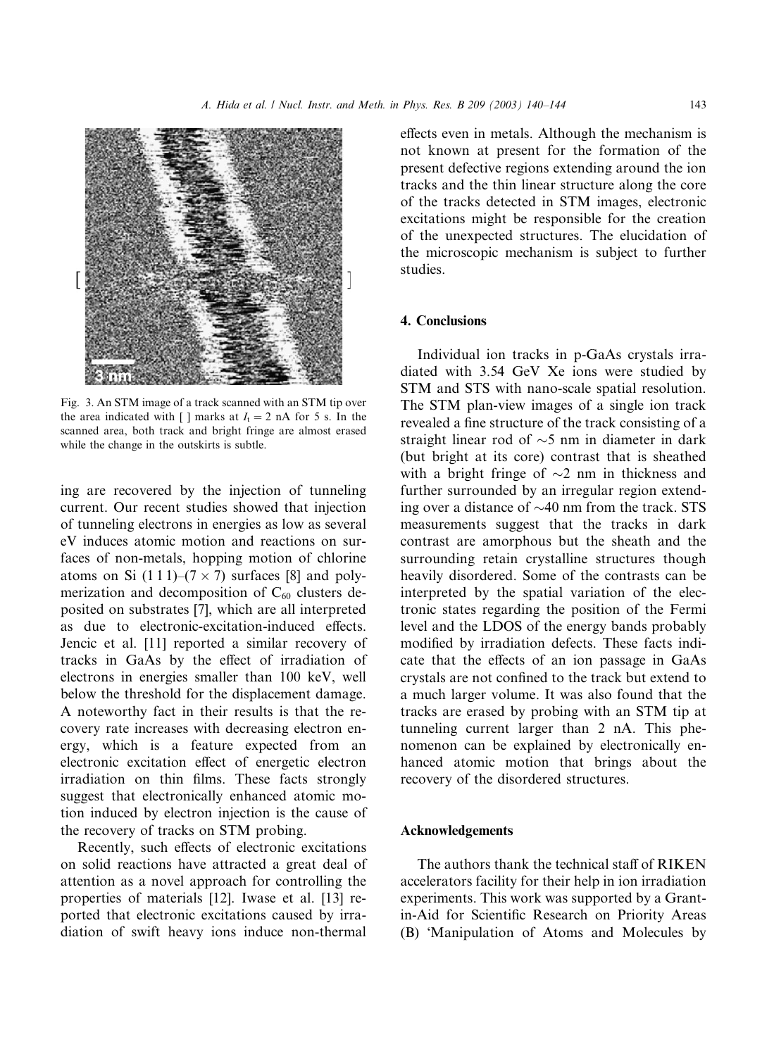Fig. 3. An STM image of a track scanned with an STM tip over the area indicated with [ ] marks at $I_t = 2$ nA for 5 s. In the scanned area, both track and bright fringe are almost erased while the change in the outskirts is subtle.

ing are recovered by the injection of tunneling current. Our recent studies showed that injection of tunneling electrons in energies as low as several eV induces atomic motion and reactions on surfaces of non-metals, hopping motion of chlorine atoms on Si (1 1 1)–(7 × 7) surfaces [8] and polymerization and decomposition of $C_{60}$ clusters deposited on substrates [7], which are all interpreted as due to electronic-excitation-induced effects. Jencic et al. [11] reported a similar recovery of tracks in GaAs by the effect of irradiation of electrons in energies smaller than 100 keV, well below the threshold for the displacement damage. A noteworthy fact in their results is that the recovery rate increases with decreasing electron energy, which is a feature expected from an electronic excitation effect of energetic electron irradiation on thin films. These facts strongly suggest that electronically enhanced atomic motion induced by electron injection is the cause of the recovery of tracks on STM probing.

Recently, such effects of electronic excitations on solid reactions have attracted a great deal of attention as a novel approach for controlling the properties of materials [12]. Iwase et al. [13] reported that electronic excitations caused by irradiation of swift heavy ions induce non-thermal effects even in metals. Although the mechanism is not known at present for the formation of the present defective regions extending around the ion tracks and the thin linear structure along the core of the tracks detected in STM images, electronic excitations might be responsible for the creation of the unexpected structures. The elucidation of the microscopic mechanism is subject to further studies.

## 4. Conclusions

Individual ion tracks in p-GaAs crystals irradiated with 3.54 GeV Xe ions were studied by STM and STS with nano-scale spatial resolution. The STM plan-view images of a single ion track revealed a fine structure of the track consisting of a straight linear rod of ∼5 nm in diameter in dark (but bright at its core) contrast that is sheathed with a bright fringe of ∼2 nm in thickness and further surrounded by an irregular region extending over a distance of ∼40 nm from the track. STS measurements suggest that the tracks in dark contrast are amorphous but the sheath and the surrounding retain crystalline structures though heavily disordered. Some of the contrasts can be interpreted by the spatial variation of the electronic states regarding the position of the Fermi level and the LDOS of the energy bands probably modified by irradiation defects. These facts indicate that the effects of an ion passage in GaAs crystals are not confined to the track but extend to a much larger volume. It was also found that the tracks are erased by probing with an STM tip at tunneling current larger than 2 nA. This phenomenon can be explained by electronically enhanced atomic motion that brings about the recovery of the disordered structures.

## Acknowledgements

The authors thank the technical staff of RIKEN accelerators facility for their help in ion irradiation experiments. This work was supported by a Grant-in-Aid for Scientific Research on Priority Areas (B) 'Manipulation of Atoms and Molecules by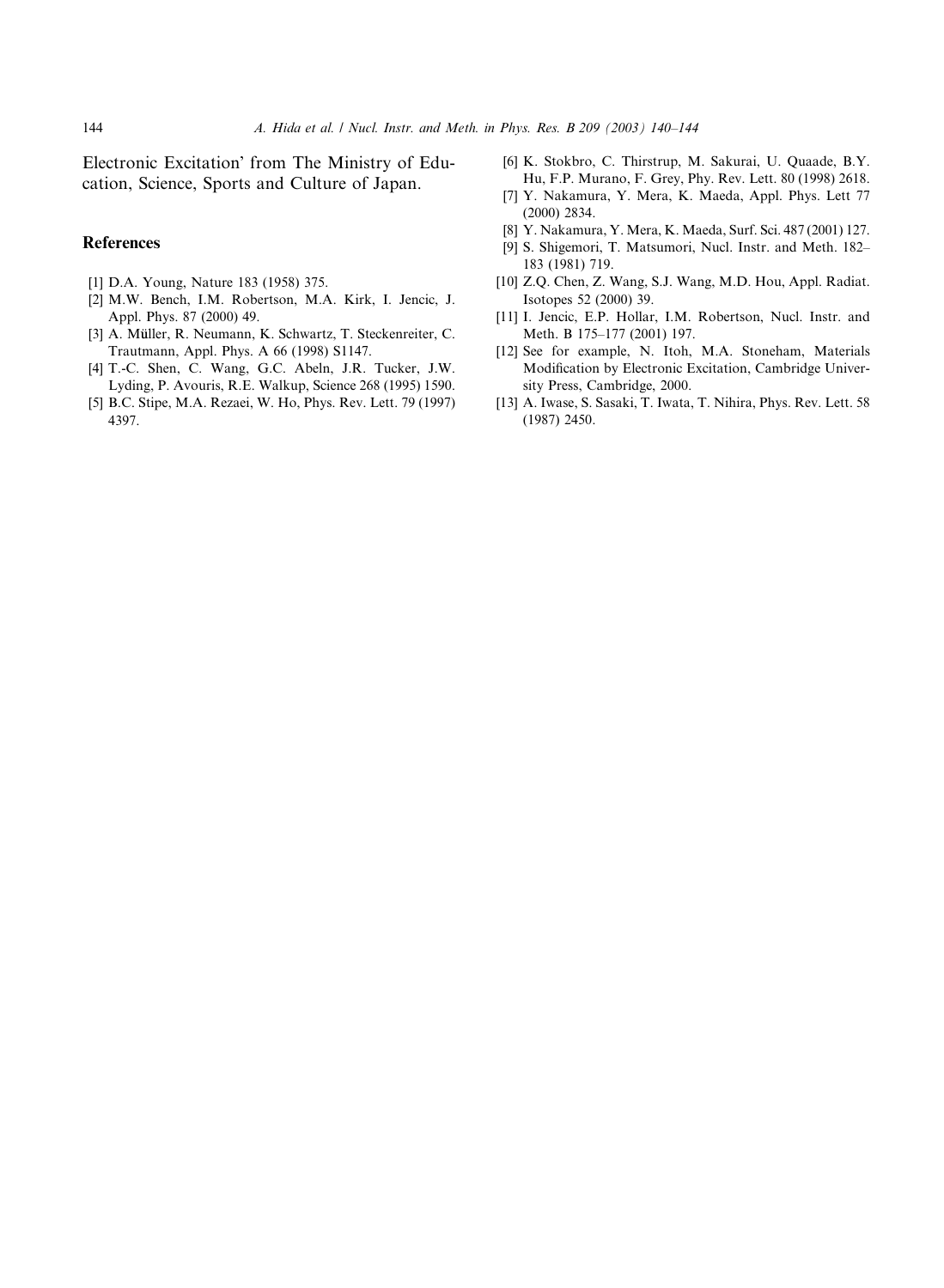Electronic Excitation' from The Ministry of Education, Science, Sports and Culture of Japan.

## References

[1] D.A. Young, Nature 183 (1958) 375.

[2] M.W. Bench, I.M. Robertson, M.A. Kirk, I. Jencic, J. Appl. Phys. 87 (2000) 49.

[3] A. Müller, R. Neumann, K. Schwartz, T. Steckenreiter, C. Trautmann, Appl. Phys. A 66 (1998) S1147.

[4] T.-C. Shen, C. Wang, G.C. Abeln, J.R. Tucker, J.W. Lyding, P. Avouris, R.E. Walkup, Science 268 (1995) 1590.

[5] B.C. Stipe, M.A. Rezaei, W. Ho, Phys. Rev. Lett. 79 (1997) 4397.

[6] K. Stokbro, C. Thirstrup, M. Sakurai, U. Quaade, B.Y. Hu, F.P. Murano, F. Grey, Phy. Rev. Lett. 80 (1998) 2618.

[7] Y. Nakamura, Y. Mera, K. Maeda, Appl. Phys. Lett 77 (2000) 2834.

[8] Y. Nakamura, Y. Mera, K. Maeda, Surf. Sci. 487 (2001) 127.

[9] S. Shigemori, T. Matsumori, Nucl. Instr. and Meth. 182–183 (1981) 719.

[10] Z.Q. Chen, Z. Wang, S.J. Wang, M.D. Hou, Appl. Radiat. Isotopes 52 (2000) 39.

[11] I. Jencic, E.P. Hollar, I.M. Robertson, Nucl. Instr. and Meth. B 175–177 (2001) 197.

[12] See for example, N. Itoh, M.A. Stoneham, Materials Modification by Electronic Excitation, Cambridge University Press, Cambridge, 2000.

[13] A. Iwase, S. Sasaki, T. Iwata, T. Nihira, Phys. Rev. Lett. 58 (1987) 2450.